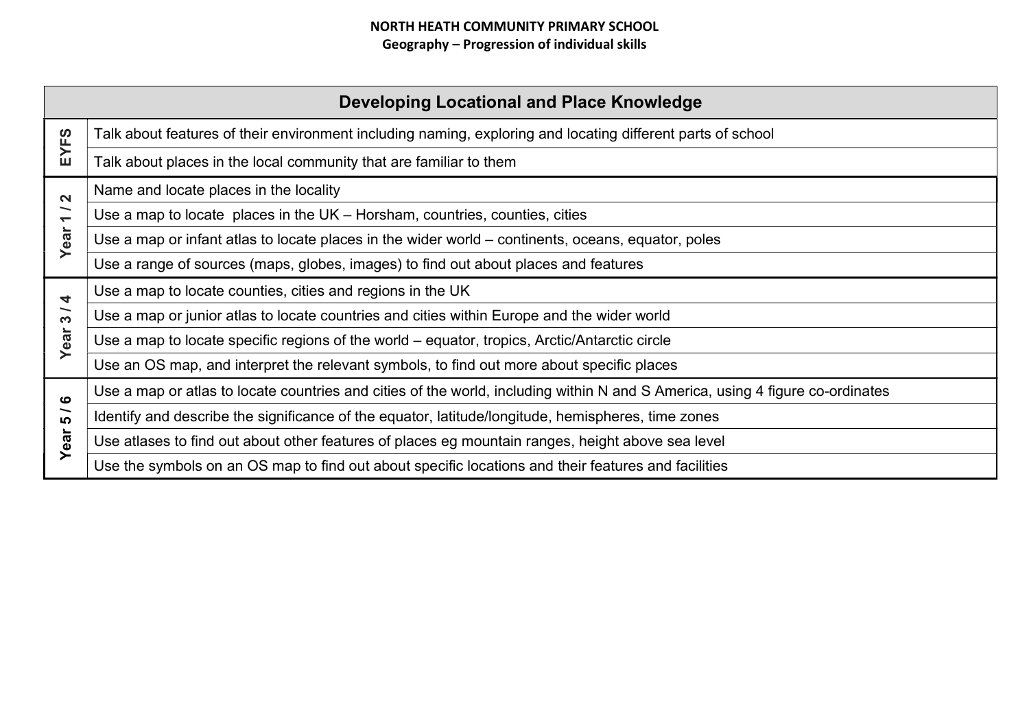**NORTH HEATH COMMUNITY PRIMARY SCHOOL**
**Geography – Progression of individual skills**

| Developing Locational and Place Knowledge | |
|---|---|
| EYFS | Talk about features of their environment including naming, exploring and locating different parts of school |
| | Talk about places in the local community that are familiar to them |
| Year 1 / 2 | Name and locate places in the locality |
| | Use a map to locate  places in the UK – Horsham, countries, counties, cities |
| | Use a map or infant atlas to locate places in the wider world – continents, oceans, equator, poles |
| | Use a range of sources (maps, globes, images) to find out about places and features |
| Year 3 / 4 | Use a map to locate counties, cities and regions in the UK |
| | Use a map or junior atlas to locate countries and cities within Europe and the wider world |
| | Use a map to locate specific regions of the world – equator, tropics, Arctic/Antarctic circle |
| | Use an OS map, and interpret the relevant symbols, to find out more about specific places |
| Year 5 / 6 | Use a map or atlas to locate countries and cities of the world, including within N and S America, using 4 figure co-ordinates |
| | Identify and describe the significance of the equator, latitude/longitude, hemispheres, time zones |
| | Use atlases to find out about other features of places eg mountain ranges, height above sea level |
| | Use the symbols on an OS map to find out about specific locations and their features and facilities |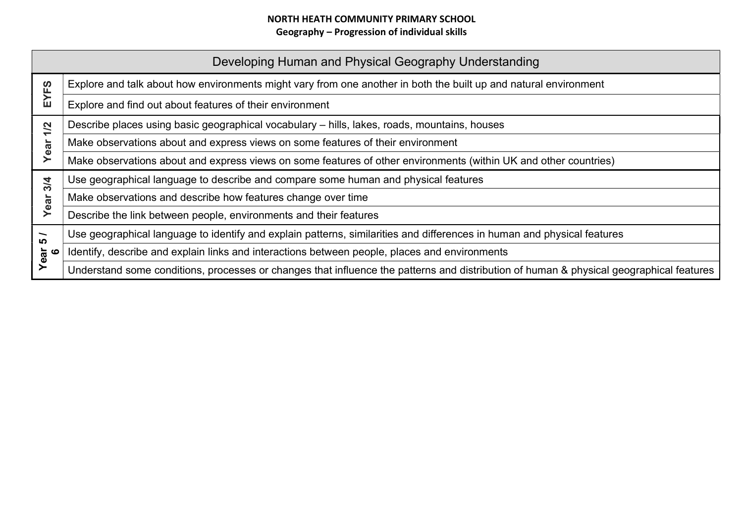**NORTH HEATH COMMUNITY PRIMARY SCHOOL**
**Geography – Progression of individual skills**

| Developing Human and Physical Geography Understanding | |
|---|---|
| EYFS | Explore and talk about how environments might vary from one another in both the built up and natural environment |
| | Explore and find out about features of their environment |
| Year 1/2 | Describe places using basic geographical vocabulary – hills, lakes, roads, mountains, houses |
| | Make observations about and express views on some features of their environment |
| | Make observations about and express views on some features of other environments (within UK and other countries) |
| Year 3/4 | Use geographical language to describe and compare some human and physical features |
| | Make observations and describe how features change over time |
| | Describe the link between people, environments and their features |
| Year 5 / 6 | Use geographical language to identify and explain patterns, similarities and differences in human and physical features |
| | Identify, describe and explain links and interactions between people, places and environments |
| | Understand some conditions, processes or changes that influence the patterns and distribution of human & physical geographical features |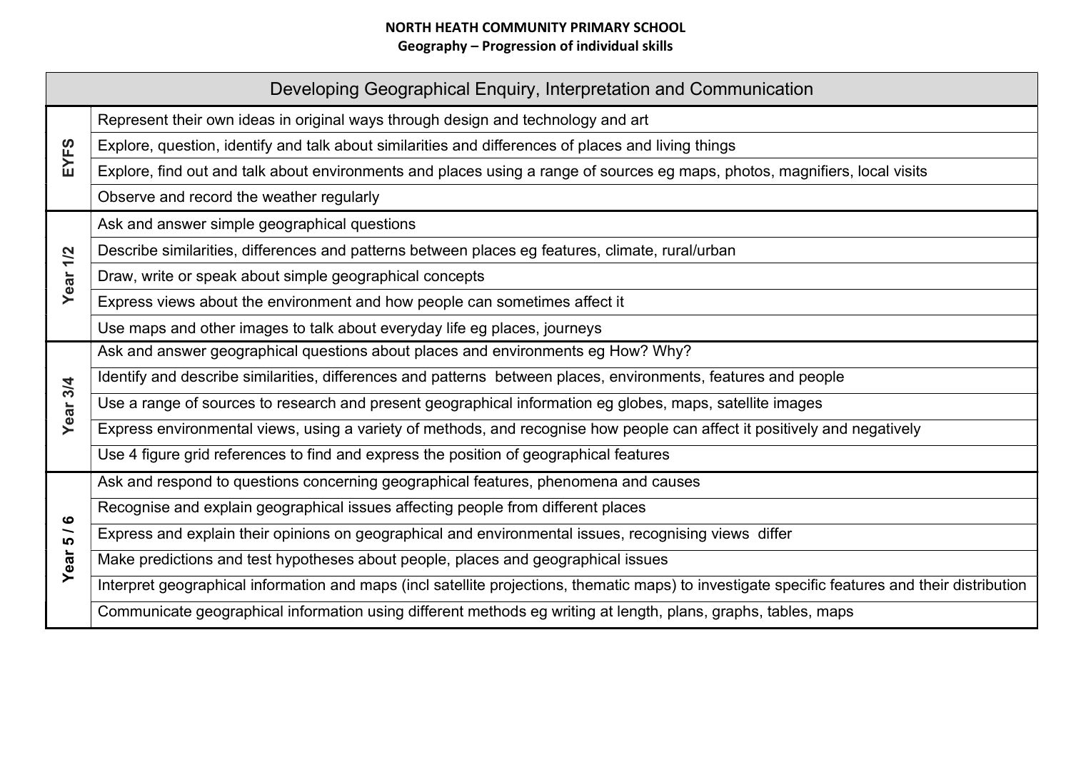**NORTH HEATH COMMUNITY PRIMARY SCHOOL**
**Geography – Progression of individual skills**

| Developing Geographical Enquiry, Interpretation and Communication | |
|---|---|
| **EYFS** | Represent their own ideas in original ways through design and technology and art |
| | Explore, question, identify and talk about similarities and differences of places and living things |
| | Explore, find out and talk about environments and places using a range of sources eg maps, photos, magnifiers, local visits |
| | Observe and record the weather regularly |
| **Year 1/2** | Ask and answer simple geographical questions |
| | Describe similarities, differences and patterns between places eg features, climate, rural/urban |
| | Draw, write or speak about simple geographical concepts |
| | Express views about the environment and how people can sometimes affect it |
| | Use maps and other images to talk about everyday life eg places, journeys |
| **Year 3/4** | Ask and answer geographical questions about places and environments eg How? Why? |
| | Identify and describe similarities, differences and patterns between places, environments, features and people |
| | Use a range of sources to research and present geographical information eg globes, maps, satellite images |
| | Express environmental views, using a variety of methods, and recognise how people can affect it positively and negatively |
| | Use 4 figure grid references to find and express the position of geographical features |
| **Year 5 / 6** | Ask and respond to questions concerning geographical features, phenomena and causes |
| | Recognise and explain geographical issues affecting people from different places |
| | Express and explain their opinions on geographical and environmental issues, recognising views differ |
| | Make predictions and test hypotheses about people, places and geographical issues |
| | Interpret geographical information and maps (incl satellite projections, thematic maps) to investigate specific features and their distribution |
| | Communicate geographical information using different methods eg writing at length, plans, graphs, tables, maps |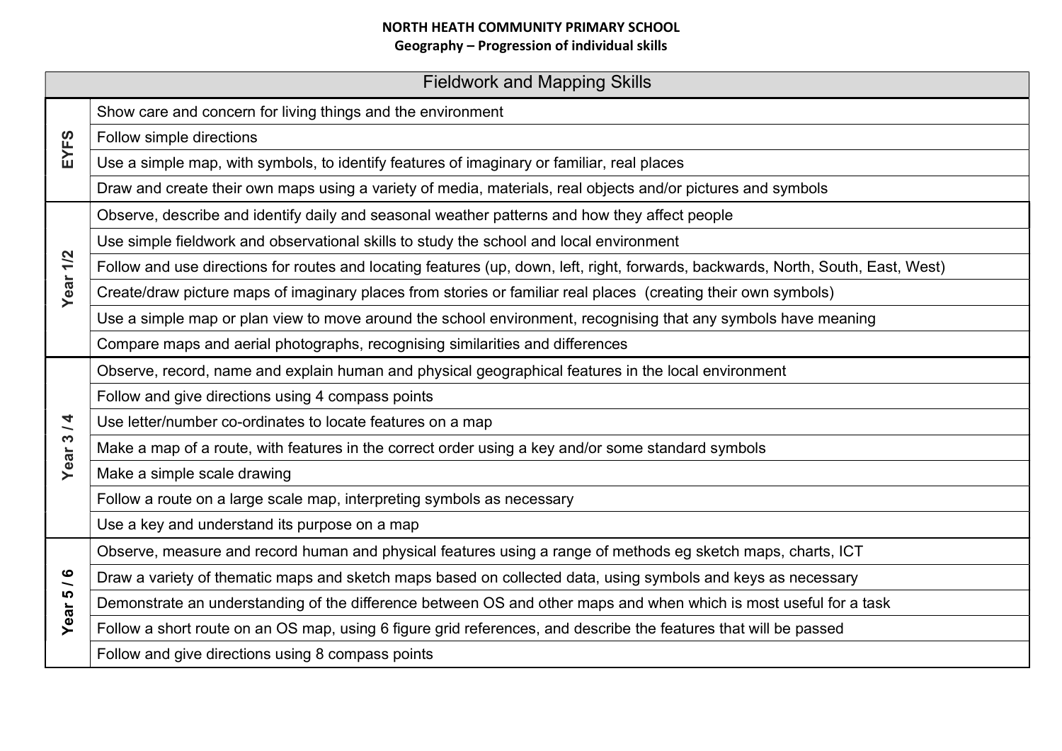**NORTH HEATH COMMUNITY PRIMARY SCHOOL**
**Geography – Progression of individual skills**

| Fieldwork and Mapping Skills | |
|---|---|
| **EYFS** | Show care and concern for living things and the environment |
| | Follow simple directions |
| | Use a simple map, with symbols, to identify features of imaginary or familiar, real places |
| | Draw and create their own maps using a variety of media, materials, real objects and/or pictures and symbols |
| **Year 1/2** | Observe, describe and identify daily and seasonal weather patterns and how they affect people |
| | Use simple fieldwork and observational skills to study the school and local environment |
| | Follow and use directions for routes and locating features (up, down, left, right, forwards, backwards, North, South, East, West) |
| | Create/draw picture maps of imaginary places from stories or familiar real places (creating their own symbols) |
| | Use a simple map or plan view to move around the school environment, recognising that any symbols have meaning |
| | Compare maps and aerial photographs, recognising similarities and differences |
| **Year 3 / 4** | Observe, record, name and explain human and physical geographical features in the local environment |
| | Follow and give directions using 4 compass points |
| | Use letter/number co-ordinates to locate features on a map |
| | Make a map of a route, with features in the correct order using a key and/or some standard symbols |
| | Make a simple scale drawing |
| | Follow a route on a large scale map, interpreting symbols as necessary |
| | Use a key and understand its purpose on a map |
| **Year 5 / 6** | Observe, measure and record human and physical features using a range of methods eg sketch maps, charts, ICT |
| | Draw a variety of thematic maps and sketch maps based on collected data, using symbols and keys as necessary |
| | Demonstrate an understanding of the difference between OS and other maps and when which is most useful for a task |
| | Follow a short route on an OS map, using 6 figure grid references, and describe the features that will be passed |
| | Follow and give directions using 8 compass points |